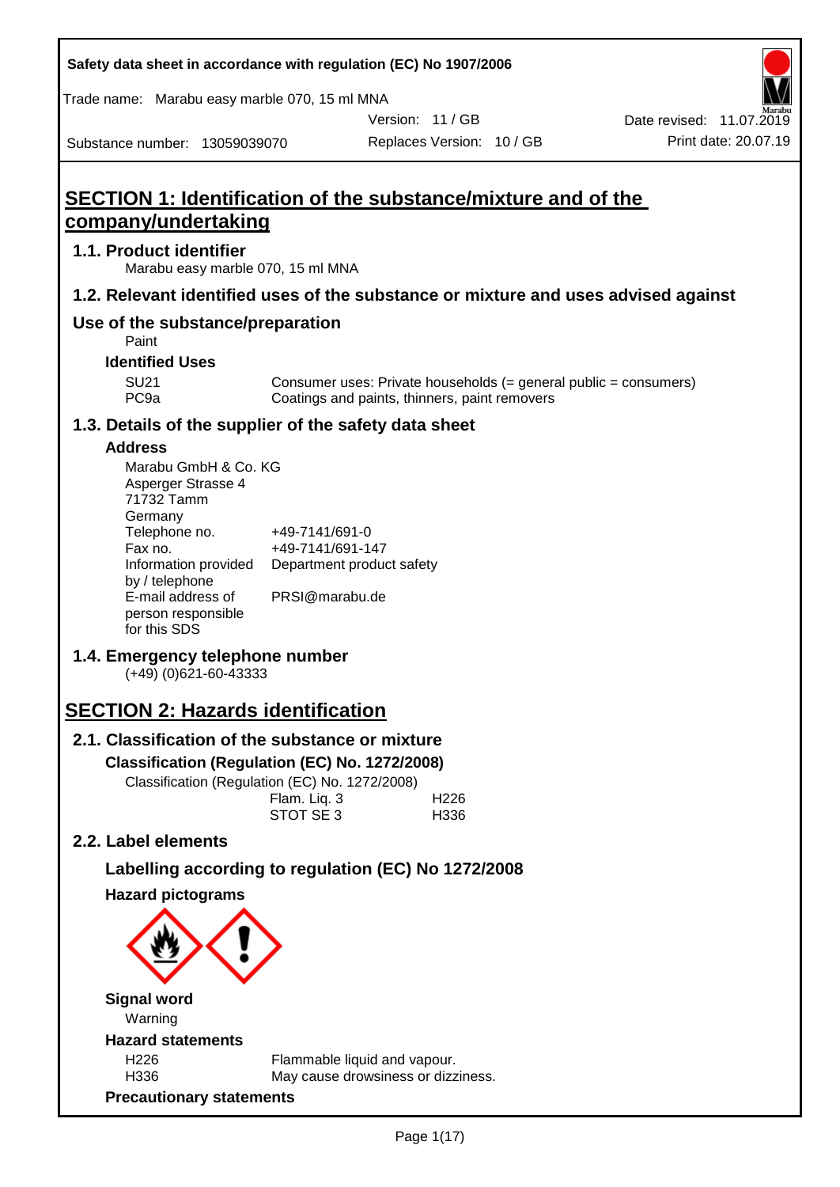Safety data sheet in accordance with regulation (EC) No 1907/2006

Trade name: Marabu easy marble 070, 15 ml MNA

Version: 11 / GB
Date revised: 11.07.2019
Substance number: 13059039070
Replaces Version: 10 / GB
Print date: 20.07.19

# SECTION 1: Identification of the substance/mixture and of the company/undertaking

## 1.1. Product identifier

Marabu easy marble 070, 15 ml MNA

## 1.2. Relevant identified uses of the substance or mixture and uses advised against

## Use of the substance/preparation

Paint

### Identified Uses

| | |
|---|---|
| SU21 | Consumer uses: Private households (= general public = consumers) |
| PC9a | Coatings and paints, thinners, paint removers |

## 1.3. Details of the supplier of the safety data sheet

### Address

Marabu GmbH & Co. KG
Asperger Strasse 4
71732 Tamm
Germany

| | |
|---|---|
| Telephone no. | +49-7141/691-0 |
| Fax no. | +49-7141/691-147 |
| Information provided by / telephone | Department product safety |
| E-mail address of person responsible for this SDS | PRSI@marabu.de |

## 1.4. Emergency telephone number

(+49) (0)621-60-43333

# SECTION 2: Hazards identification

## 2.1. Classification of the substance or mixture

### Classification (Regulation (EC) No. 1272/2008)

Classification (Regulation (EC) No. 1272/2008)

| | |
|---|---|
| Flam. Liq. 3 | H226 |
| STOT SE 3 | H336 |

## 2.2. Label elements

### Labelling according to regulation (EC) No 1272/2008

### Hazard pictograms

### Signal word

Warning

### Hazard statements

| | |
|---|---|
| H226 | Flammable liquid and vapour. |
| H336 | May cause drowsiness or dizziness. |

### Precautionary statements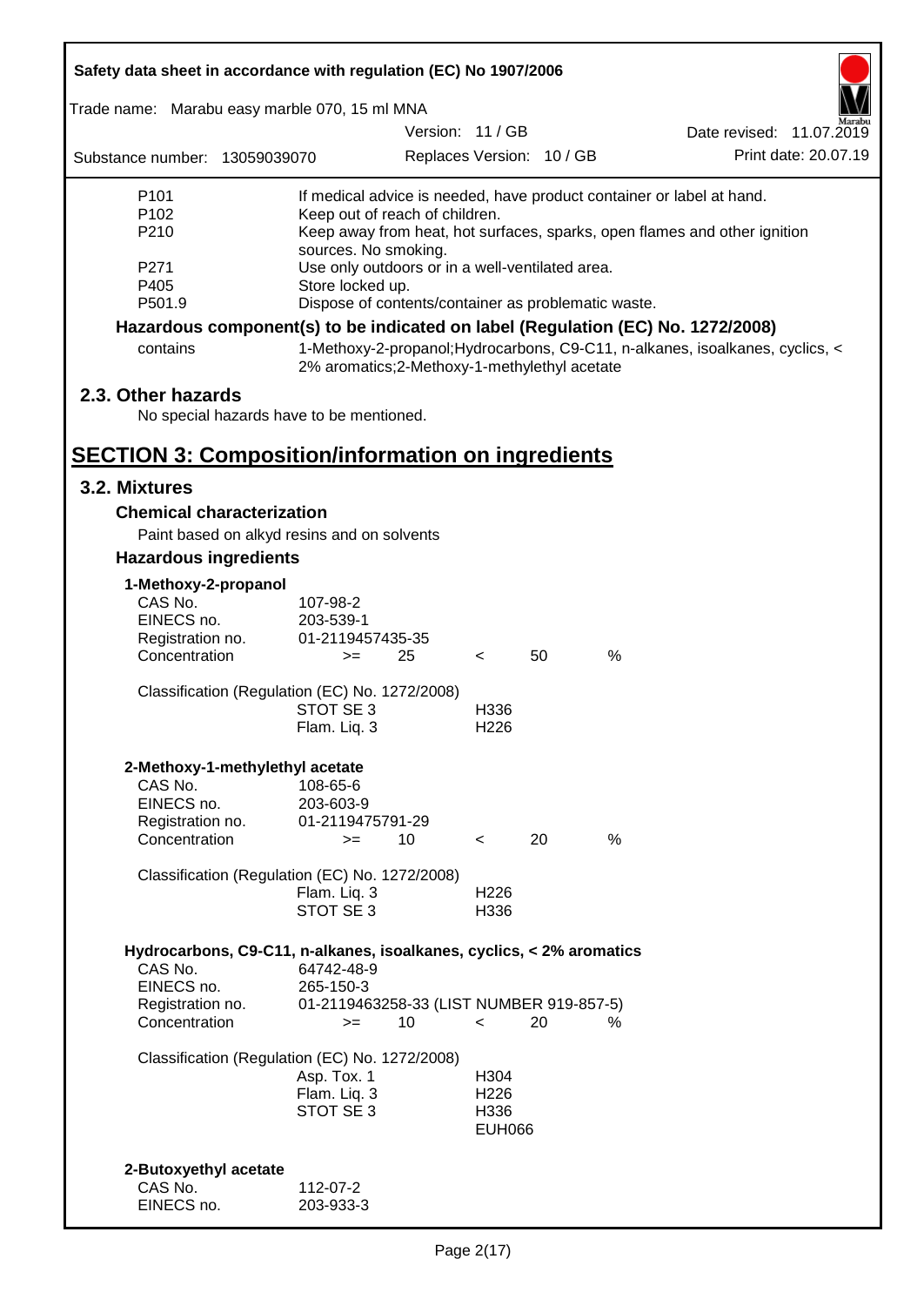| | |
|---|---|
| P101 | If medical advice is needed, have product container or label at hand. |
| P102 | Keep out of reach of children. |
| P210 | Keep away from heat, hot surfaces, sparks, open flames and other ignition sources. No smoking. |
| P271 | Use only outdoors or in a well-ventilated area. |
| P405 | Store locked up. |
| P501.9 | Dispose of contents/container as problematic waste. |

**Hazardous component(s) to be indicated on label (Regulation (EC) No. 1272/2008)**

| | |
|---|---|
| contains | 1-Methoxy-2-propanol;Hydrocarbons, C9-C11, n-alkanes, isoalkanes, cyclics, < 2% aromatics;2-Methoxy-1-methylethyl acetate |

## 2.3. Other hazards

No special hazards have to be mentioned.

# SECTION 3: Composition/information on ingredients

## 3.2. Mixtures

### Chemical characterization

Paint based on alkyd resins and on solvents

### Hazardous ingredients

**1-Methoxy-2-propanol**

| | | | | | |
|---|---|---|---|---|---|
| CAS No. | 107-98-2 | | | | |
| EINECS no. | 203-539-1 | | | | |
| Registration no. | 01-2119457435-35 | | | | |
| Concentration | >= | 25 | < | 50 | % |

Classification (Regulation (EC) No. 1272/2008)

| | |
|---|---|
| STOT SE 3 | H336 |
| Flam. Liq. 3 | H226 |

**2-Methoxy-1-methylethyl acetate**

| | | | | | |
|---|---|---|---|---|---|
| CAS No. | 108-65-6 | | | | |
| EINECS no. | 203-603-9 | | | | |
| Registration no. | 01-2119475791-29 | | | | |
| Concentration | >= | 10 | < | 20 | % |

Classification (Regulation (EC) No. 1272/2008)

| | |
|---|---|
| Flam. Liq. 3 | H226 |
| STOT SE 3 | H336 |

**Hydrocarbons, C9-C11, n-alkanes, isoalkanes, cyclics, < 2% aromatics**

| | | | | | |
|---|---|---|---|---|---|
| CAS No. | 64742-48-9 | | | | |
| EINECS no. | 265-150-3 | | | | |
| Registration no. | 01-2119463258-33 (LIST NUMBER 919-857-5) | | | | |
| Concentration | >= | 10 | < | 20 | % |

Classification (Regulation (EC) No. 1272/2008)

| | |
|---|---|
| Asp. Tox. 1 | H304 |
| Flam. Liq. 3 | H226 |
| STOT SE 3 | H336 |
| | EUH066 |

**2-Butoxyethyl acetate**

| | |
|---|---|
| CAS No. | 112-07-2 |
| EINECS no. | 203-933-3 |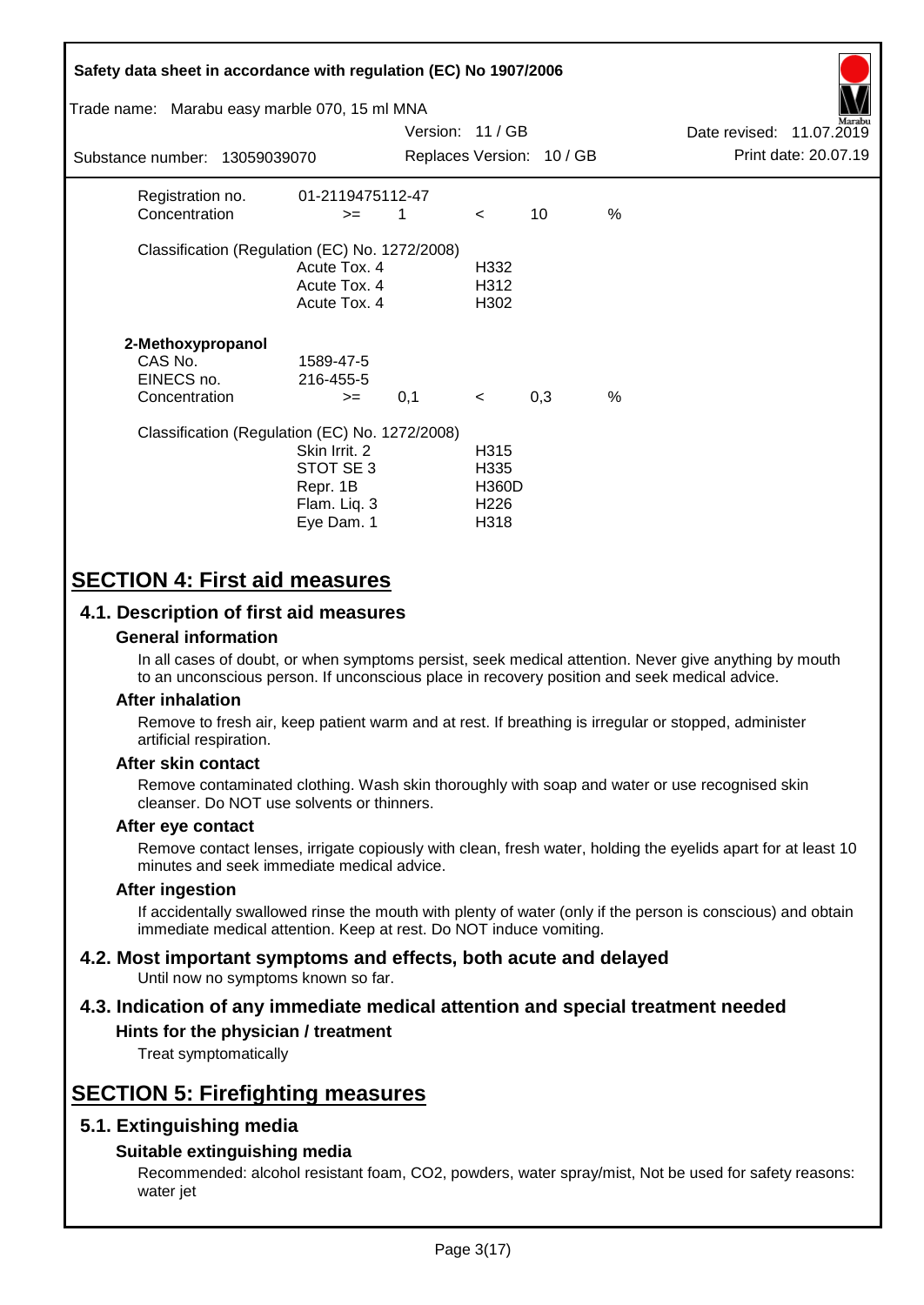| | | | | | |
|---|---|---|---|---|---|
| Registration no. | 01-2119475112-47 | | | | |
| Concentration | >= | 1 | < | 10 | % |

Classification (Regulation (EC) No. 1272/2008)

| | |
|---|---|
| Acute Tox. 4 | H332 |
| Acute Tox. 4 | H312 |
| Acute Tox. 4 | H302 |

**2-Methoxypropanol**

| | | | | | |
|---|---|---|---|---|---|
| CAS No. | 1589-47-5 | | | | |
| EINECS no. | 216-455-5 | | | | |
| Concentration | >= | 0,1 | < | 0,3 | % |

Classification (Regulation (EC) No. 1272/2008)

| | |
|---|---|
| Skin Irrit. 2 | H315 |
| STOT SE 3 | H335 |
| Repr. 1B | H360D |
| Flam. Liq. 3 | H226 |
| Eye Dam. 1 | H318 |

# SECTION 4: First aid measures

## 4.1. Description of first aid measures

### General information

In all cases of doubt, or when symptoms persist, seek medical attention. Never give anything by mouth to an unconscious person. If unconscious place in recovery position and seek medical advice.

### After inhalation

Remove to fresh air, keep patient warm and at rest. If breathing is irregular or stopped, administer artificial respiration.

### After skin contact

Remove contaminated clothing. Wash skin thoroughly with soap and water or use recognised skin cleanser. Do NOT use solvents or thinners.

### After eye contact

Remove contact lenses, irrigate copiously with clean, fresh water, holding the eyelids apart for at least 10 minutes and seek immediate medical advice.

### After ingestion

If accidentally swallowed rinse the mouth with plenty of water (only if the person is conscious) and obtain immediate medical attention. Keep at rest. Do NOT induce vomiting.

## 4.2. Most important symptoms and effects, both acute and delayed

Until now no symptoms known so far.

## 4.3. Indication of any immediate medical attention and special treatment needed

### Hints for the physician / treatment

Treat symptomatically

# SECTION 5: Firefighting measures

## 5.1. Extinguishing media

### Suitable extinguishing media

Recommended: alcohol resistant foam, $CO_2$, powders, water spray/mist, Not be used for safety reasons: water jet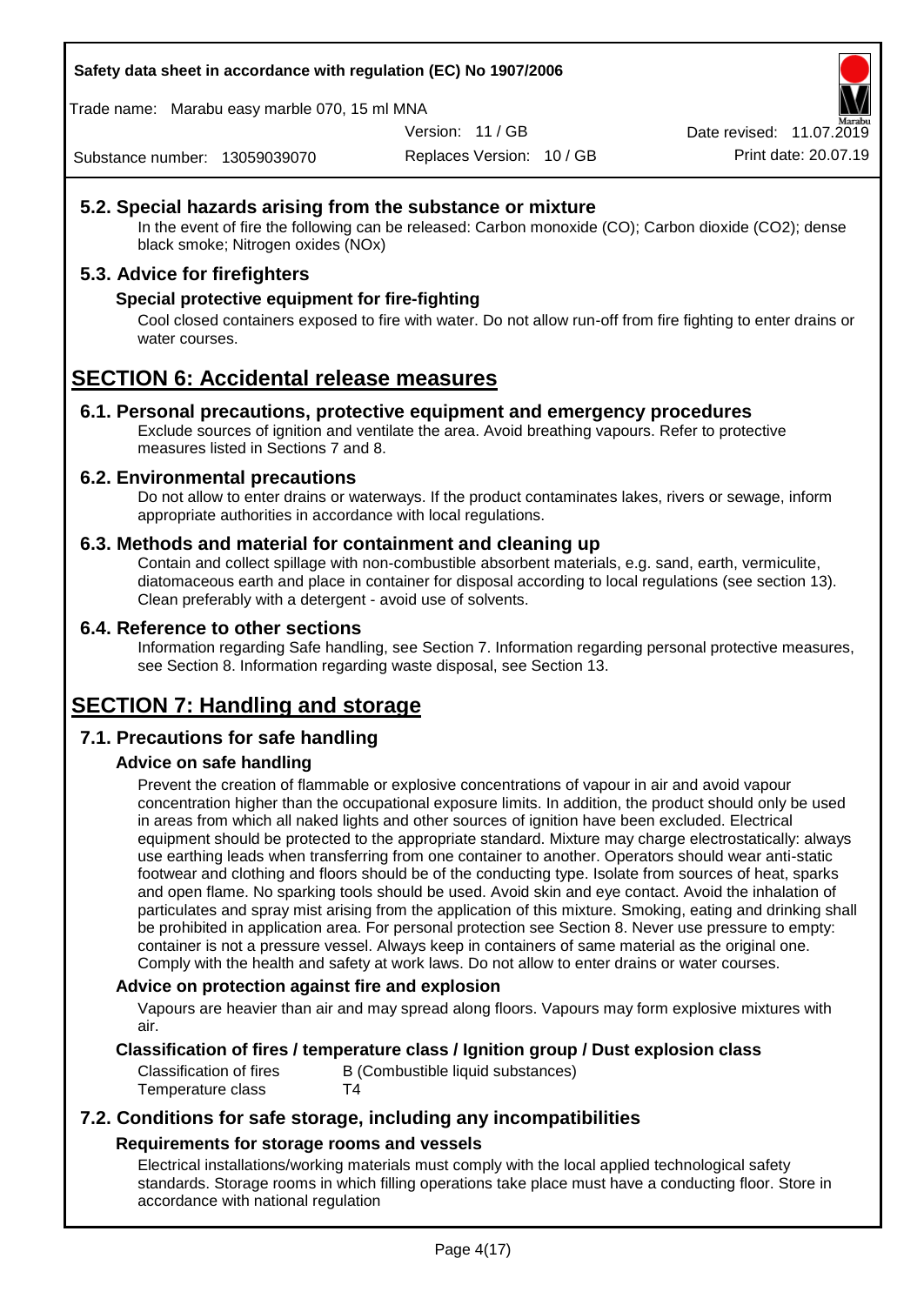## 5.2. Special hazards arising from the substance or mixture

In the event of fire the following can be released: Carbon monoxide (CO); Carbon dioxide (CO2); dense black smoke; Nitrogen oxides (NOx)

## 5.3. Advice for firefighters

### Special protective equipment for fire-fighting

Cool closed containers exposed to fire with water. Do not allow run-off from fire fighting to enter drains or water courses.

# SECTION 6: Accidental release measures

## 6.1. Personal precautions, protective equipment and emergency procedures

Exclude sources of ignition and ventilate the area. Avoid breathing vapours. Refer to protective measures listed in Sections 7 and 8.

## 6.2. Environmental precautions

Do not allow to enter drains or waterways. If the product contaminates lakes, rivers or sewage, inform appropriate authorities in accordance with local regulations.

## 6.3. Methods and material for containment and cleaning up

Contain and collect spillage with non-combustible absorbent materials, e.g. sand, earth, vermiculite, diatomaceous earth and place in container for disposal according to local regulations (see section 13). Clean preferably with a detergent - avoid use of solvents.

## 6.4. Reference to other sections

Information regarding Safe handling, see Section 7. Information regarding personal protective measures, see Section 8. Information regarding waste disposal, see Section 13.

# SECTION 7: Handling and storage

## 7.1. Precautions for safe handling

### Advice on safe handling

Prevent the creation of flammable or explosive concentrations of vapour in air and avoid vapour concentration higher than the occupational exposure limits. In addition, the product should only be used in areas from which all naked lights and other sources of ignition have been excluded. Electrical equipment should be protected to the appropriate standard. Mixture may charge electrostatically: always use earthing leads when transferring from one container to another. Operators should wear anti-static footwear and clothing and floors should be of the conducting type. Isolate from sources of heat, sparks and open flame. No sparking tools should be used. Avoid skin and eye contact. Avoid the inhalation of particulates and spray mist arising from the application of this mixture. Smoking, eating and drinking shall be prohibited in application area. For personal protection see Section 8. Never use pressure to empty: container is not a pressure vessel. Always keep in containers of same material as the original one. Comply with the health and safety at work laws. Do not allow to enter drains or water courses.

### Advice on protection against fire and explosion

Vapours are heavier than air and may spread along floors. Vapours may form explosive mixtures with air.

### Classification of fires / temperature class / Ignition group / Dust explosion class

| | |
|---|---|
| Classification of fires | B (Combustible liquid substances) |
| Temperature class | T4 |

## 7.2. Conditions for safe storage, including any incompatibilities

### Requirements for storage rooms and vessels

Electrical installations/working materials must comply with the local applied technological safety standards. Storage rooms in which filling operations take place must have a conducting floor. Store in accordance with national regulation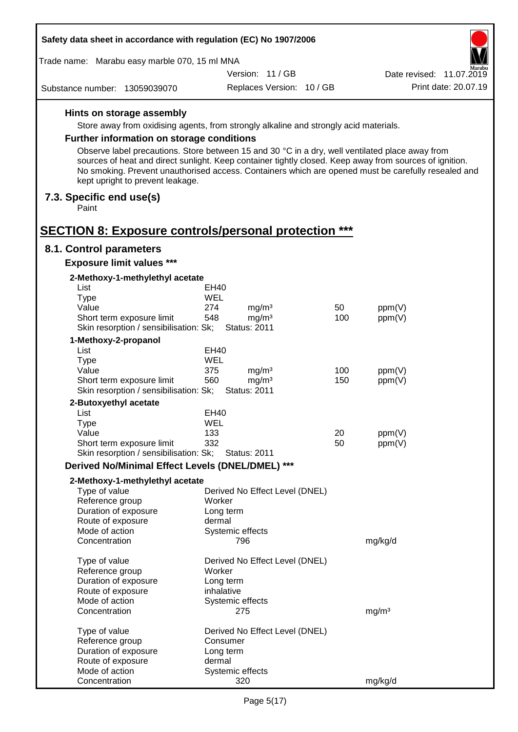### Hints on storage assembly

Store away from oxidising agents, from strongly alkaline and strongly acid materials.

### Further information on storage conditions

Observe label precautions. Store between 15 and 30 °C in a dry, well ventilated place away from sources of heat and direct sunlight. Keep container tightly closed. Keep away from sources of ignition. No smoking. Prevent unauthorised access. Containers which are opened must be carefully resealed and kept upright to prevent leakage.

## 7.3. Specific end use(s)

Paint

# SECTION 8: Exposure controls/personal protection ***

## 8.1. Control parameters

### Exposure limit values ***

**2-Methoxy-1-methylethyl acetate**

| | | | | |
|---|---|---|---|---|
| List | EH40 | | | |
| Type | WEL | | | |
| Value | 274 | mg/m³ | 50 | ppm(V) |
| Short term exposure limit | 548 | mg/m³ | 100 | ppm(V) |
| Skin resorption / sensibilisation: Sk; | Status: 2011 | | | |

**1-Methoxy-2-propanol**

| | | | | |
|---|---|---|---|---|
| List | EH40 | | | |
| Type | WEL | | | |
| Value | 375 | mg/m³ | 100 | ppm(V) |
| Short term exposure limit | 560 | mg/m³ | 150 | ppm(V) |
| Skin resorption / sensibilisation: Sk; | Status: 2011 | | | |

**2-Butoxyethyl acetate**

| | | | | |
|---|---|---|---|---|
| List | EH40 | | | |
| Type | WEL | | | |
| Value | 133 | | 20 | ppm(V) |
| Short term exposure limit | 332 | | 50 | ppm(V) |
| Skin resorption / sensibilisation: Sk; | Status: 2011 | | | |

### Derived No/Minimal Effect Levels (DNEL/DMEL) ***

**2-Methoxy-1-methylethyl acetate**

| | | |
|---|---|---|
| Type of value | Derived No Effect Level (DNEL) | |
| Reference group | Worker | |
| Duration of exposure | Long term | |
| Route of exposure | dermal | |
| Mode of action | Systemic effects | |
| Concentration | 796 | mg/kg/d |

| | | |
|---|---|---|
| Type of value | Derived No Effect Level (DNEL) | |
| Reference group | Worker | |
| Duration of exposure | Long term | |
| Route of exposure | inhalative | |
| Mode of action | Systemic effects | |
| Concentration | 275 | mg/m³ |

| | | |
|---|---|---|
| Type of value | Derived No Effect Level (DNEL) | |
| Reference group | Consumer | |
| Duration of exposure | Long term | |
| Route of exposure | dermal | |
| Mode of action | Systemic effects | |
| Concentration | 320 | mg/kg/d |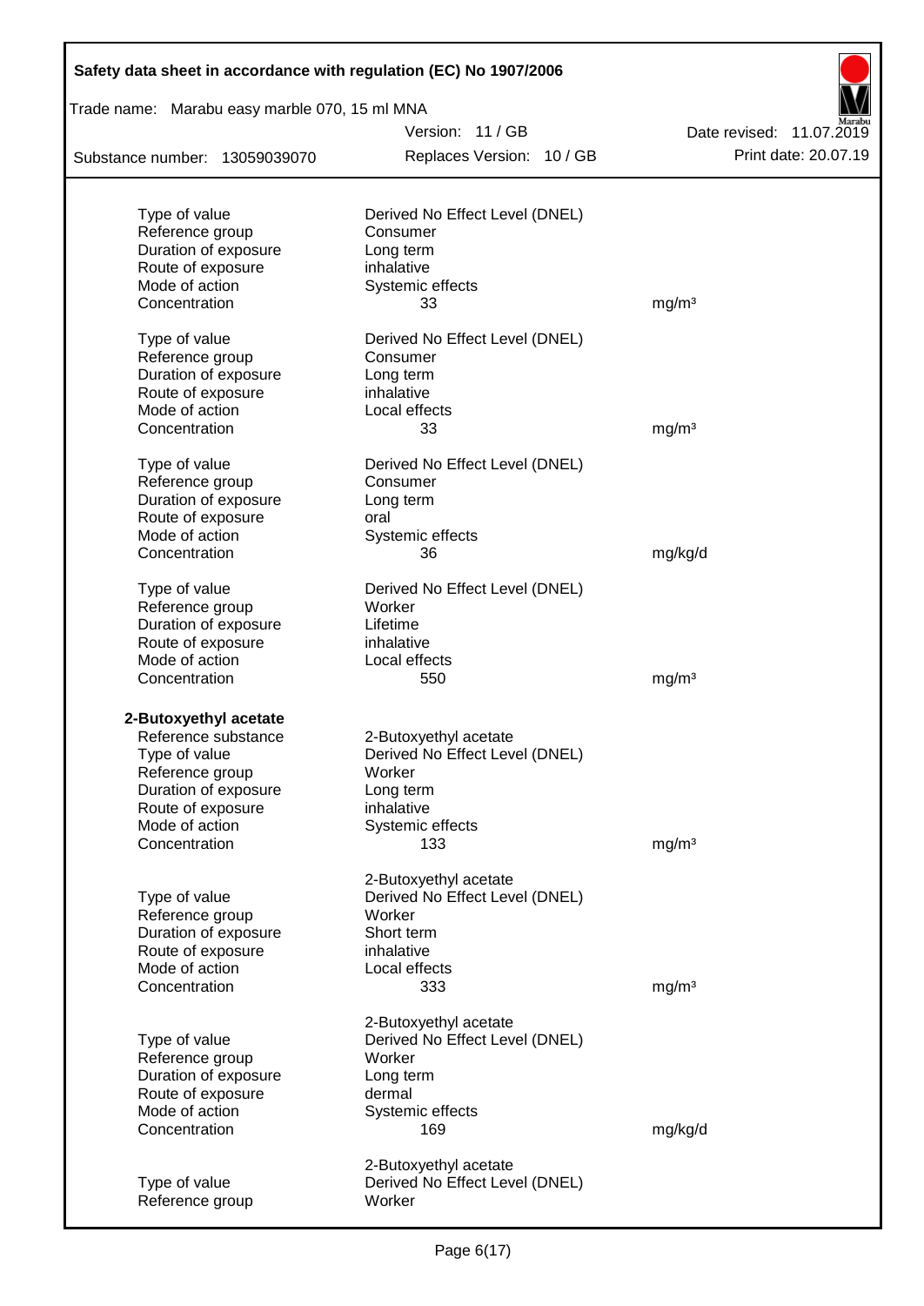| | | |
|---|---|---|
| Type of value | Derived No Effect Level (DNEL) | |
| Reference group | Consumer | |
| Duration of exposure | Long term | |
| Route of exposure | inhalative | |
| Mode of action | Systemic effects | |
| Concentration | 33 | mg/m³ |

| | | |
|---|---|---|
| Type of value | Derived No Effect Level (DNEL) | |
| Reference group | Consumer | |
| Duration of exposure | Long term | |
| Route of exposure | inhalative | |
| Mode of action | Local effects | |
| Concentration | 33 | mg/m³ |

| | | |
|---|---|---|
| Type of value | Derived No Effect Level (DNEL) | |
| Reference group | Consumer | |
| Duration of exposure | Long term | |
| Route of exposure | oral | |
| Mode of action | Systemic effects | |
| Concentration | 36 | mg/kg/d |

| | | |
|---|---|---|
| Type of value | Derived No Effect Level (DNEL) | |
| Reference group | Worker | |
| Duration of exposure | Lifetime | |
| Route of exposure | inhalative | |
| Mode of action | Local effects | |
| Concentration | 550 | mg/m³ |

**2-Butoxyethyl acetate**

| | | |
|---|---|---|
| Reference substance | 2-Butoxyethyl acetate | |
| Type of value | Derived No Effect Level (DNEL) | |
| Reference group | Worker | |
| Duration of exposure | Long term | |
| Route of exposure | inhalative | |
| Mode of action | Systemic effects | |
| Concentration | 133 | mg/m³ |

| | | |
|---|---|---|
| | 2-Butoxyethyl acetate | |
| Type of value | Derived No Effect Level (DNEL) | |
| Reference group | Worker | |
| Duration of exposure | Short term | |
| Route of exposure | inhalative | |
| Mode of action | Local effects | |
| Concentration | 333 | mg/m³ |

| | | |
|---|---|---|
| | 2-Butoxyethyl acetate | |
| Type of value | Derived No Effect Level (DNEL) | |
| Reference group | Worker | |
| Duration of exposure | Long term | |
| Route of exposure | dermal | |
| Mode of action | Systemic effects | |
| Concentration | 169 | mg/kg/d |

| | |
|---|---|
| | 2-Butoxyethyl acetate |
| Type of value | Derived No Effect Level (DNEL) |
| Reference group | Worker |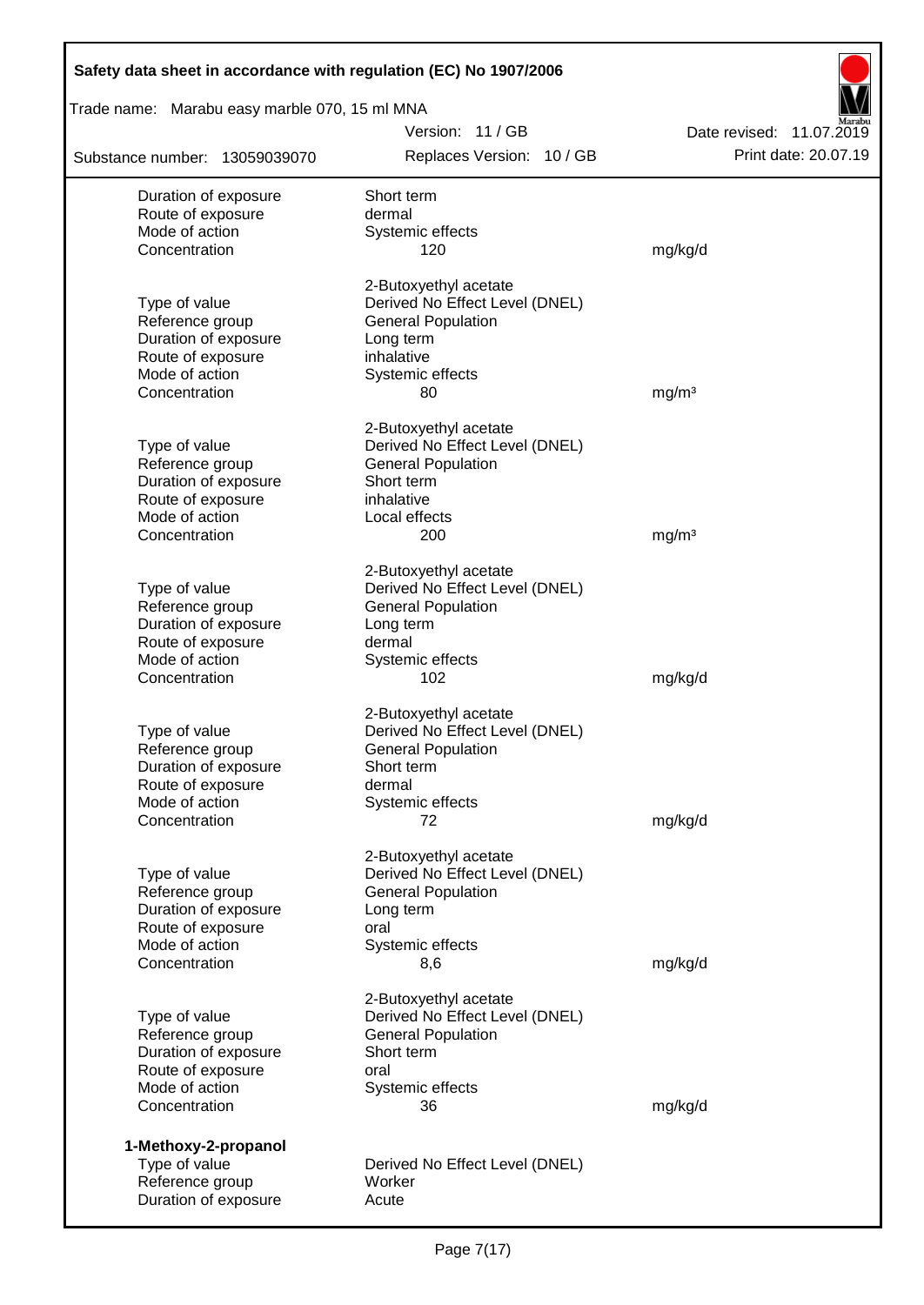| | | |
|---|---|---|
| Duration of exposure | Short term | |
| Route of exposure | dermal | |
| Mode of action | Systemic effects | |
| Concentration | 120 | mg/kg/d |

| | 2-Butoxyethyl acetate | |
|---|---|---|
| Type of value | Derived No Effect Level (DNEL) | |
| Reference group | General Population | |
| Duration of exposure | Long term | |
| Route of exposure | inhalative | |
| Mode of action | Systemic effects | |
| Concentration | 80 | mg/m³ |

| | 2-Butoxyethyl acetate | |
|---|---|---|
| Type of value | Derived No Effect Level (DNEL) | |
| Reference group | General Population | |
| Duration of exposure | Short term | |
| Route of exposure | inhalative | |
| Mode of action | Local effects | |
| Concentration | 200 | mg/m³ |

| | 2-Butoxyethyl acetate | |
|---|---|---|
| Type of value | Derived No Effect Level (DNEL) | |
| Reference group | General Population | |
| Duration of exposure | Long term | |
| Route of exposure | dermal | |
| Mode of action | Systemic effects | |
| Concentration | 102 | mg/kg/d |

| | 2-Butoxyethyl acetate | |
|---|---|---|
| Type of value | Derived No Effect Level (DNEL) | |
| Reference group | General Population | |
| Duration of exposure | Short term | |
| Route of exposure | dermal | |
| Mode of action | Systemic effects | |
| Concentration | 72 | mg/kg/d |

| | 2-Butoxyethyl acetate | |
|---|---|---|
| Type of value | Derived No Effect Level (DNEL) | |
| Reference group | General Population | |
| Duration of exposure | Long term | |
| Route of exposure | oral | |
| Mode of action | Systemic effects | |
| Concentration | 8,6 | mg/kg/d |

| | 2-Butoxyethyl acetate | |
|---|---|---|
| Type of value | Derived No Effect Level (DNEL) | |
| Reference group | General Population | |
| Duration of exposure | Short term | |
| Route of exposure | oral | |
| Mode of action | Systemic effects | |
| Concentration | 36 | mg/kg/d |

**1-Methoxy-2-propanol**

| | | |
|---|---|---|
| Type of value | Derived No Effect Level (DNEL) | |
| Reference group | Worker | |
| Duration of exposure | Acute | |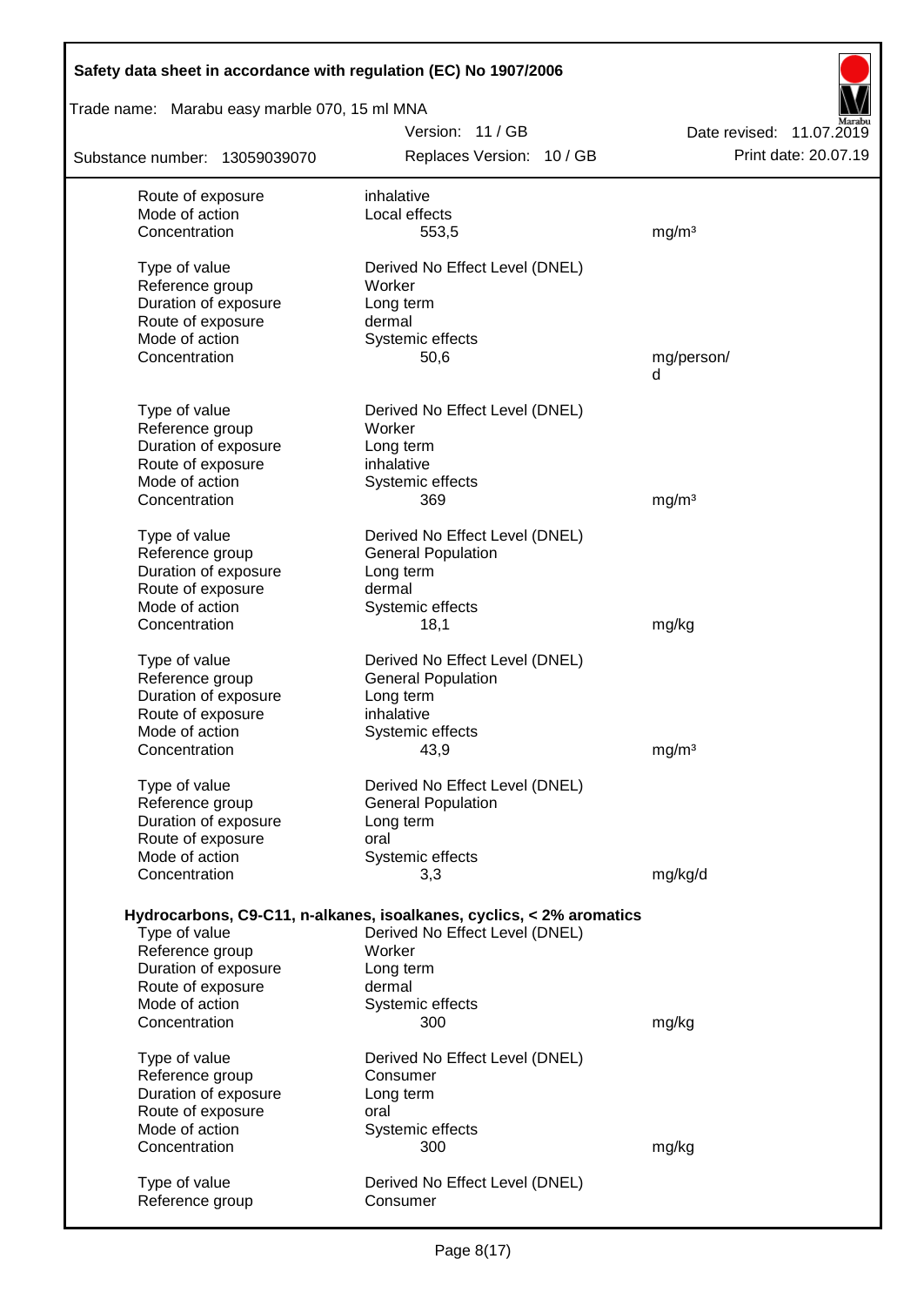| | | |
|---|---|---|
| Route of exposure | inhalative | |
| Mode of action | Local effects | |
| Concentration | 553,5 | mg/m³ |
| | | |
| Type of value | Derived No Effect Level (DNEL) | |
| Reference group | Worker | |
| Duration of exposure | Long term | |
| Route of exposure | dermal | |
| Mode of action | Systemic effects | |
| Concentration | 50,6 | mg/person/d |
| | | |
| Type of value | Derived No Effect Level (DNEL) | |
| Reference group | Worker | |
| Duration of exposure | Long term | |
| Route of exposure | inhalative | |
| Mode of action | Systemic effects | |
| Concentration | 369 | mg/m³ |
| | | |
| Type of value | Derived No Effect Level (DNEL) | |
| Reference group | General Population | |
| Duration of exposure | Long term | |
| Route of exposure | dermal | |
| Mode of action | Systemic effects | |
| Concentration | 18,1 | mg/kg |
| | | |
| Type of value | Derived No Effect Level (DNEL) | |
| Reference group | General Population | |
| Duration of exposure | Long term | |
| Route of exposure | inhalative | |
| Mode of action | Systemic effects | |
| Concentration | 43,9 | mg/m³ |
| | | |
| Type of value | Derived No Effect Level (DNEL) | |
| Reference group | General Population | |
| Duration of exposure | Long term | |
| Route of exposure | oral | |
| Mode of action | Systemic effects | |
| Concentration | 3,3 | mg/kg/d |

**Hydrocarbons, C9-C11, n-alkanes, isoalkanes, cyclics, < 2% aromatics**

| | | |
|---|---|---|
| Type of value | Derived No Effect Level (DNEL) | |
| Reference group | Worker | |
| Duration of exposure | Long term | |
| Route of exposure | dermal | |
| Mode of action | Systemic effects | |
| Concentration | 300 | mg/kg |
| | | |
| Type of value | Derived No Effect Level (DNEL) | |
| Reference group | Consumer | |
| Duration of exposure | Long term | |
| Route of exposure | oral | |
| Mode of action | Systemic effects | |
| Concentration | 300 | mg/kg |
| | | |
| Type of value | Derived No Effect Level (DNEL) | |
| Reference group | Consumer | |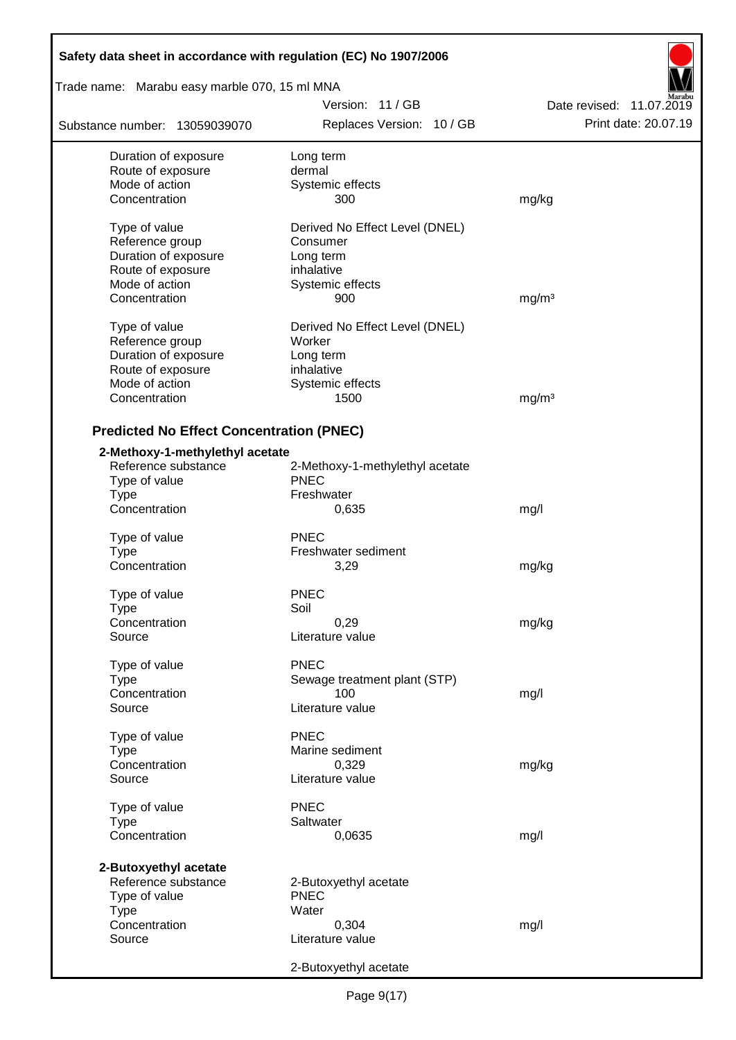| | | |
|---|---|---|
| Duration of exposure | Long term | |
| Route of exposure | dermal | |
| Mode of action | Systemic effects | |
| Concentration | 300 | mg/kg |
| | | |
| Type of value | Derived No Effect Level (DNEL) | |
| Reference group | Consumer | |
| Duration of exposure | Long term | |
| Route of exposure | inhalative | |
| Mode of action | Systemic effects | |
| Concentration | 900 | mg/m³ |
| | | |
| Type of value | Derived No Effect Level (DNEL) | |
| Reference group | Worker | |
| Duration of exposure | Long term | |
| Route of exposure | inhalative | |
| Mode of action | Systemic effects | |
| Concentration | 1500 | mg/m³ |

## Predicted No Effect Concentration (PNEC)

**2-Methoxy-1-methylethyl acetate**

| | | |
|---|---|---|
| Reference substance | 2-Methoxy-1-methylethyl acetate | |
| Type of value | PNEC | |
| Type | Freshwater | |
| Concentration | 0,635 | mg/l |
| | | |
| Type of value | PNEC | |
| Type | Freshwater sediment | |
| Concentration | 3,29 | mg/kg |
| | | |
| Type of value | PNEC | |
| Type | Soil | |
| Concentration | 0,29 | mg/kg |
| Source | Literature value | |
| | | |
| Type of value | PNEC | |
| Type | Sewage treatment plant (STP) | |
| Concentration | 100 | mg/l |
| Source | Literature value | |
| | | |
| Type of value | PNEC | |
| Type | Marine sediment | |
| Concentration | 0,329 | mg/kg |
| Source | Literature value | |
| | | |
| Type of value | PNEC | |
| Type | Saltwater | |
| Concentration | 0,0635 | mg/l |

**2-Butoxyethyl acetate**

| | | |
|---|---|---|
| Reference substance | 2-Butoxyethyl acetate | |
| Type of value | PNEC | |
| Type | Water | |
| Concentration | 0,304 | mg/l |
| Source | Literature value | |
| | | |
| | 2-Butoxyethyl acetate | |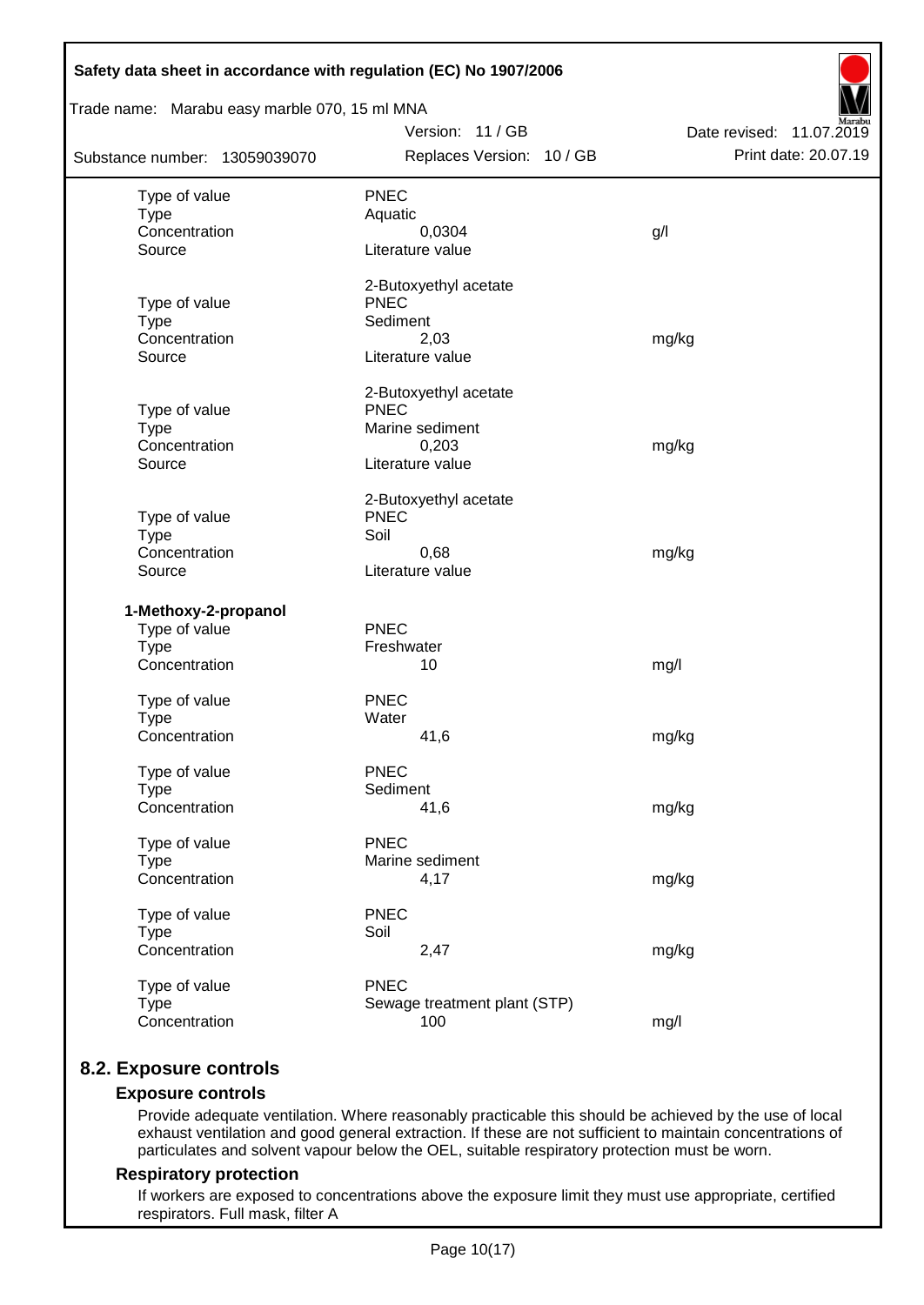| | | |
|---|---|---|
| Type of value | PNEC | |
| Type | Aquatic | |
| Concentration | 0,0304 | g/l |
| Source | Literature value | |
| | 2-Butoxyethyl acetate | |
| Type of value | PNEC | |
| Type | Sediment | |
| Concentration | 2,03 | mg/kg |
| Source | Literature value | |
| | 2-Butoxyethyl acetate | |
| Type of value | PNEC | |
| Type | Marine sediment | |
| Concentration | 0,203 | mg/kg |
| Source | Literature value | |
| | 2-Butoxyethyl acetate | |
| Type of value | PNEC | |
| Type | Soil | |
| Concentration | 0,68 | mg/kg |
| Source | Literature value | |

**1-Methoxy-2-propanol**

| | | |
|---|---|---|
| Type of value | PNEC | |
| Type | Freshwater | |
| Concentration | 10 | mg/l |
| Type of value | PNEC | |
| Type | Water | |
| Concentration | 41,6 | mg/kg |
| Type of value | PNEC | |
| Type | Sediment | |
| Concentration | 41,6 | mg/kg |
| Type of value | PNEC | |
| Type | Marine sediment | |
| Concentration | 4,17 | mg/kg |
| Type of value | PNEC | |
| Type | Soil | |
| Concentration | 2,47 | mg/kg |
| Type of value | PNEC | |
| Type | Sewage treatment plant (STP) | |
| Concentration | 100 | mg/l |

## 8.2. Exposure controls

### Exposure controls

Provide adequate ventilation. Where reasonably practicable this should be achieved by the use of local exhaust ventilation and good general extraction. If these are not sufficient to maintain concentrations of particulates and solvent vapour below the OEL, suitable respiratory protection must be worn.

### Respiratory protection

If workers are exposed to concentrations above the exposure limit they must use appropriate, certified respirators. Full mask, filter A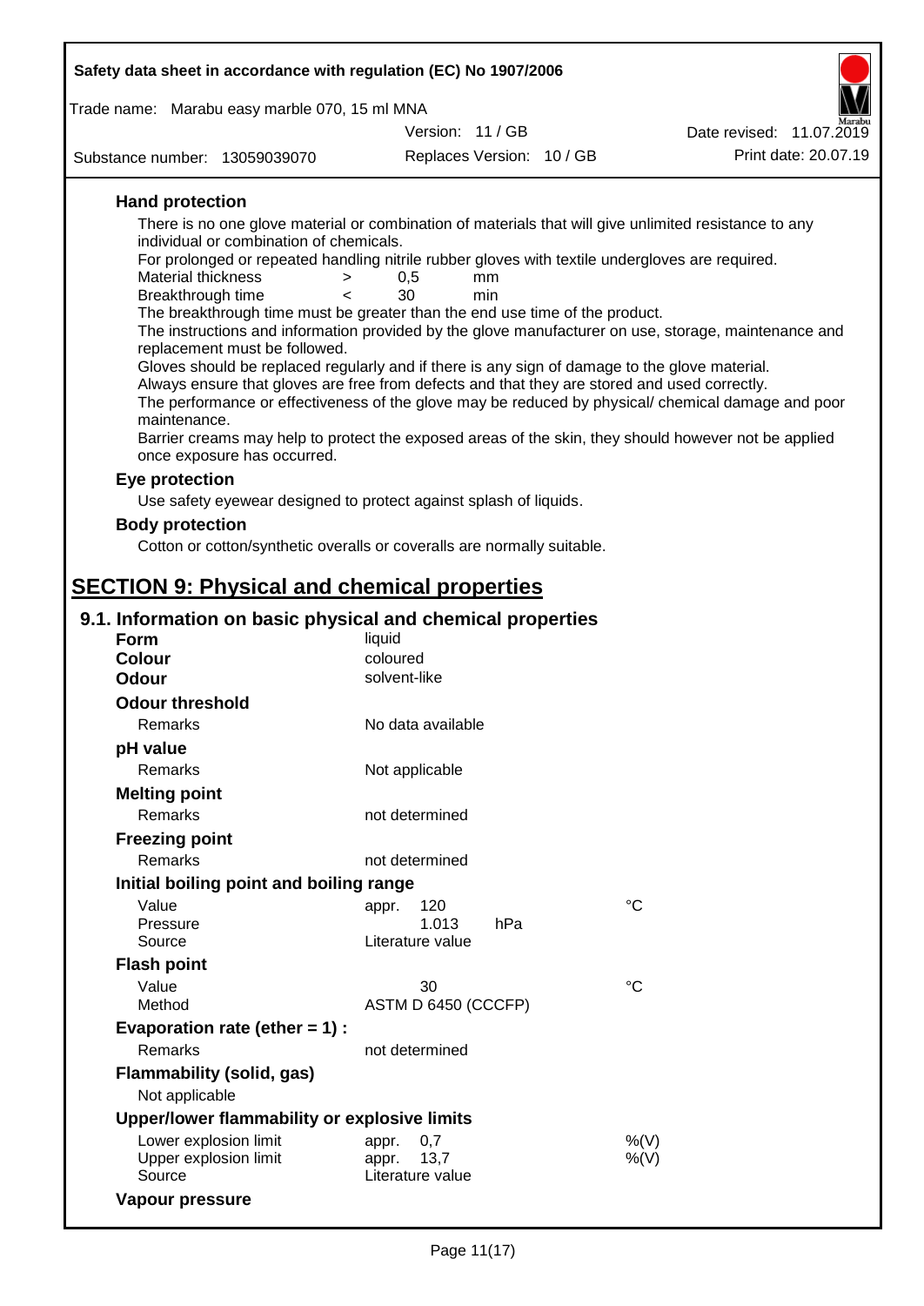### Hand protection

There is no one glove material or combination of materials that will give unlimited resistance to any individual or combination of chemicals.

For prolonged or repeated handling nitrile rubber gloves with textile undergloves are required.

| | | | |
|---|---|---|---|
| Material thickness | > | 0,5 | mm |
| Breakthrough time | < | 30 | min |

The breakthrough time must be greater than the end use time of the product.

The instructions and information provided by the glove manufacturer on use, storage, maintenance and replacement must be followed.

Gloves should be replaced regularly and if there is any sign of damage to the glove material.

Always ensure that gloves are free from defects and that they are stored and used correctly.

The performance or effectiveness of the glove may be reduced by physical/ chemical damage and poor maintenance.

Barrier creams may help to protect the exposed areas of the skin, they should however not be applied once exposure has occurred.

### Eye protection

Use safety eyewear designed to protect against splash of liquids.

### Body protection

Cotton or cotton/synthetic overalls or coveralls are normally suitable.

# SECTION 9: Physical and chemical properties

## 9.1. Information on basic physical and chemical properties

**Form** liquid

**Colour** coloured

**Odour** solvent-like

**Odour threshold**

Remarks: No data available

**pH value**

Remarks: Not applicable

**Melting point**

Remarks: not determined

**Freezing point**

Remarks: not determined

**Initial boiling point and boiling range**

| | | |
|---|---|---|
| Value | appr. 120 | °C |
| Pressure | 1.013 hPa | |
| Source | Literature value | |

**Flash point**

| | | |
|---|---|---|
| Value | 30 | °C |
| Method | ASTM D 6450 (CCCFP) | |

**Evaporation rate (ether = 1) :**

Remarks: not determined

**Flammability (solid, gas)**

Not applicable

**Upper/lower flammability or explosive limits**

| | | |
|---|---|---|
| Lower explosion limit | appr. 0,7 | %(V) |
| Upper explosion limit | appr. 13,7 | %(V) |
| Source | Literature value | |

**Vapour pressure**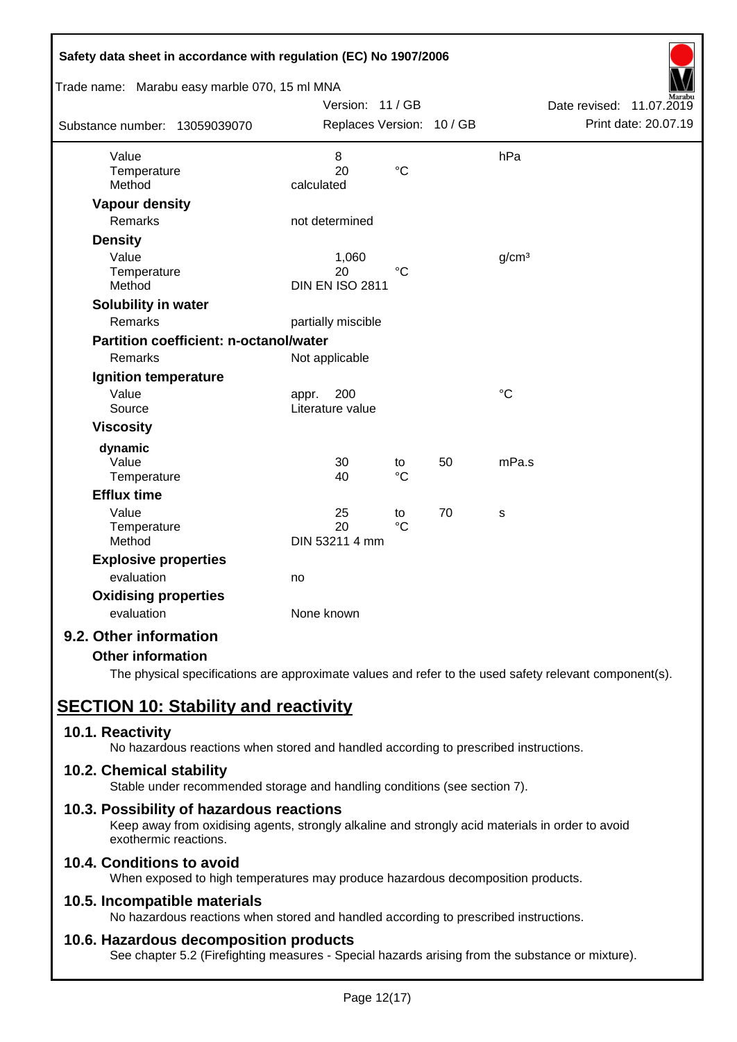| | | | | |
|---|---|---|---|---|
| Value | 8 | | | hPa |
| Temperature | 20 | °C | | |
| Method | calculated | | | |
| **Vapour density** | | | | |
| Remarks | not determined | | | |
| **Density** | | | | |
| Value | 1,060 | | | g/cm³ |
| Temperature | 20 | °C | | |
| Method | DIN EN ISO 2811 | | | |
| **Solubility in water** | | | | |
| Remarks | partially miscible | | | |
| **Partition coefficient: n-octanol/water** | | | | |
| Remarks | Not applicable | | | |
| **Ignition temperature** | | | | |
| Value | appr. 200 | | | °C |
| Source | Literature value | | | |
| **Viscosity** | | | | |
| **dynamic** | | | | |
| Value | 30 | to | 50 | mPa.s |
| Temperature | 40 | °C | | |
| **Efflux time** | | | | |
| Value | 25 | to | 70 | s |
| Temperature | 20 | °C | | |
| Method | DIN 53211 4 mm | | | |
| **Explosive properties** | | | | |
| evaluation | no | | | |
| **Oxidising properties** | | | | |
| evaluation | None known | | | |

## 9.2. Other information

### Other information

The physical specifications are approximate values and refer to the used safety relevant component(s).

# SECTION 10: Stability and reactivity

## 10.1. Reactivity

No hazardous reactions when stored and handled according to prescribed instructions.

## 10.2. Chemical stability

Stable under recommended storage and handling conditions (see section 7).

## 10.3. Possibility of hazardous reactions

Keep away from oxidising agents, strongly alkaline and strongly acid materials in order to avoid exothermic reactions.

## 10.4. Conditions to avoid

When exposed to high temperatures may produce hazardous decomposition products.

## 10.5. Incompatible materials

No hazardous reactions when stored and handled according to prescribed instructions.

## 10.6. Hazardous decomposition products

See chapter 5.2 (Firefighting measures - Special hazards arising from the substance or mixture).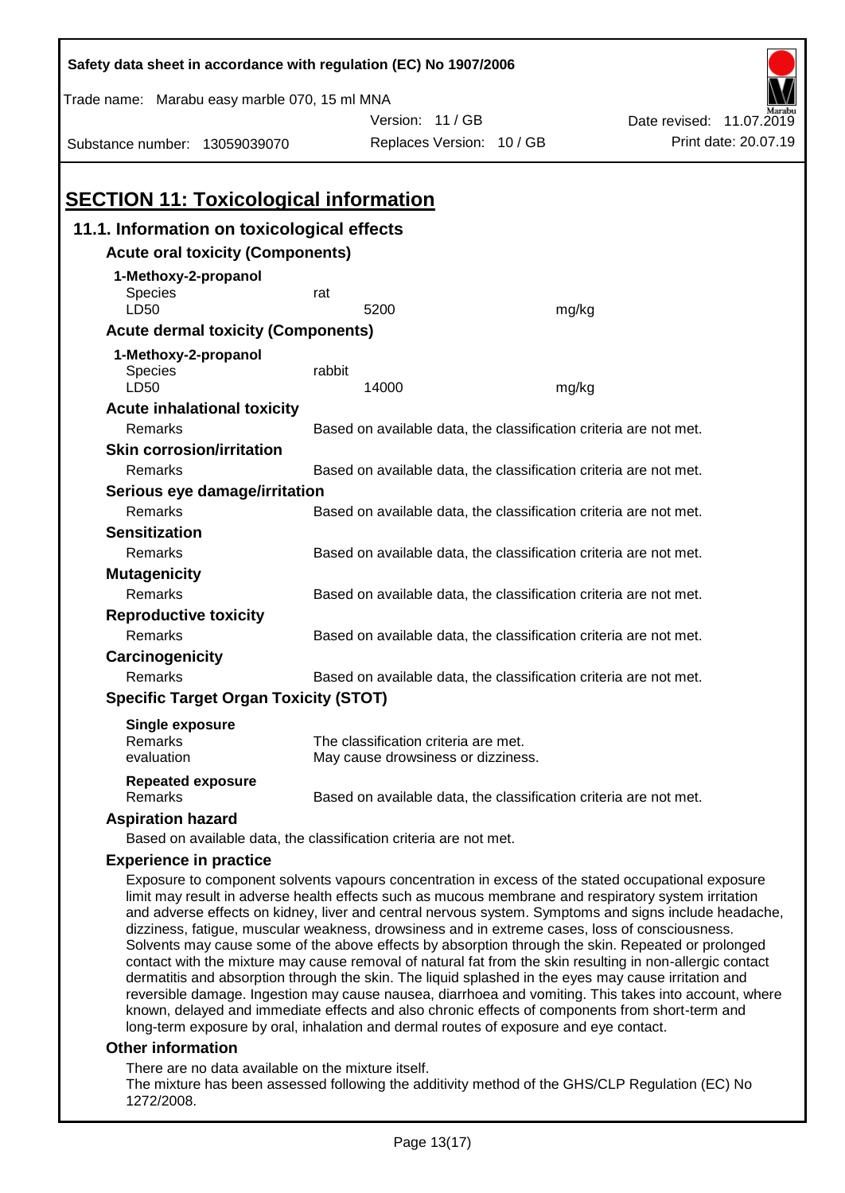## SECTION 11: Toxicological information

### 11.1. Information on toxicological effects

**Acute oral toxicity (Components)**

| 1-Methoxy-2-propanol | | |
|---|---|---|
| Species | rat | |
| LD50 | 5200 | mg/kg |

**Acute dermal toxicity (Components)**

| 1-Methoxy-2-propanol | | |
|---|---|---|
| Species | rabbit | |
| LD50 | 14000 | mg/kg |

**Acute inhalational toxicity**

Remarks: Based on available data, the classification criteria are not met.

**Skin corrosion/irritation**

Remarks: Based on available data, the classification criteria are not met.

**Serious eye damage/irritation**

Remarks: Based on available data, the classification criteria are not met.

**Sensitization**

Remarks: Based on available data, the classification criteria are not met.

**Mutagenicity**

Remarks: Based on available data, the classification criteria are not met.

**Reproductive toxicity**

Remarks: Based on available data, the classification criteria are not met.

**Carcinogenicity**

Remarks: Based on available data, the classification criteria are not met.

**Specific Target Organ Toxicity (STOT)**

**Single exposure**

Remarks: The classification criteria are met.
evaluation: May cause drowsiness or dizziness.

**Repeated exposure**

Remarks: Based on available data, the classification criteria are not met.

**Aspiration hazard**

Based on available data, the classification criteria are not met.

**Experience in practice**

Exposure to component solvents vapours concentration in excess of the stated occupational exposure limit may result in adverse health effects such as mucous membrane and respiratory system irritation and adverse effects on kidney, liver and central nervous system. Symptoms and signs include headache, dizziness, fatigue, muscular weakness, drowsiness and in extreme cases, loss of consciousness. Solvents may cause some of the above effects by absorption through the skin. Repeated or prolonged contact with the mixture may cause removal of natural fat from the skin resulting in non-allergic contact dermatitis and absorption through the skin. The liquid splashed in the eyes may cause irritation and reversible damage. Ingestion may cause nausea, diarrhoea and vomiting. This takes into account, where known, delayed and immediate effects and also chronic effects of components from short-term and long-term exposure by oral, inhalation and dermal routes of exposure and eye contact.

**Other information**

There are no data available on the mixture itself.
The mixture has been assessed following the additivity method of the GHS/CLP Regulation (EC) No 1272/2008.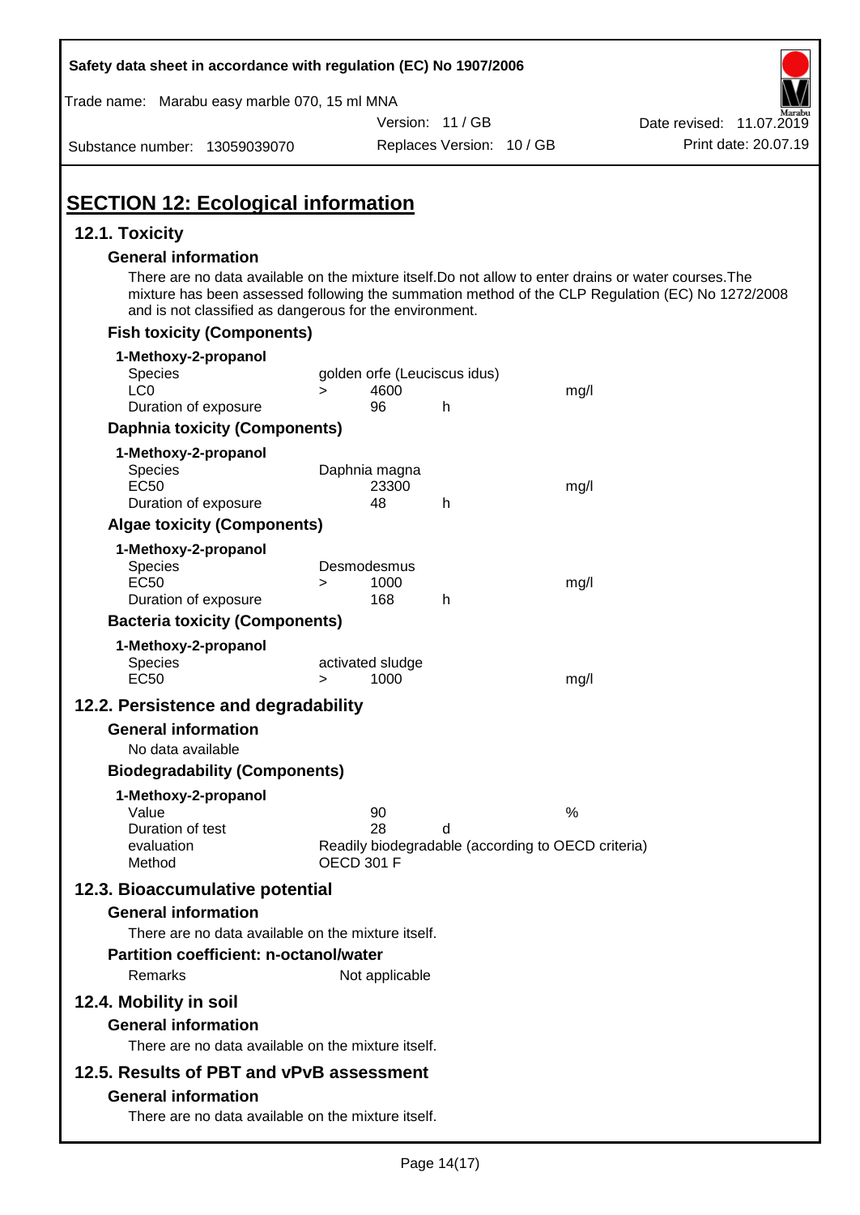# SECTION 12: Ecological information

## 12.1. Toxicity

### General information

There are no data available on the mixture itself.Do not allow to enter drains or water courses.The mixture has been assessed following the summation method of the CLP Regulation (EC) No 1272/2008 and is not classified as dangerous for the environment.

### Fish toxicity (Components)

**1-Methoxy-2-propanol**

| | | | | |
|---|---|---|---|---|
| Species | golden orfe (Leuciscus idus) | | | |
| LC0 | > | 4600 | | mg/l |
| Duration of exposure | | 96 | h | |

### Daphnia toxicity (Components)

**1-Methoxy-2-propanol**

| | | | | |
|---|---|---|---|---|
| Species | Daphnia magna | | | |
| EC50 | | 23300 | | mg/l |
| Duration of exposure | | 48 | h | |

### Algae toxicity (Components)

**1-Methoxy-2-propanol**

| | | | | |
|---|---|---|---|---|
| Species | Desmodesmus | | | |
| EC50 | > | 1000 | | mg/l |
| Duration of exposure | | 168 | h | |

### Bacteria toxicity (Components)

**1-Methoxy-2-propanol**

| | | | | |
|---|---|---|---|---|
| Species | activated sludge | | | |
| EC50 | > | 1000 | | mg/l |

## 12.2. Persistence and degradability

### General information

No data available

### Biodegradability (Components)

**1-Methoxy-2-propanol**

| | | | |
|---|---|---|---|
| Value | 90 | | % |
| Duration of test | 28 | d | |
| evaluation | Readily biodegradable (according to OECD criteria) | | |
| Method | OECD 301 F | | |

## 12.3. Bioaccumulative potential

### General information

There are no data available on the mixture itself.

### Partition coefficient: n-octanol/water

Remarks: Not applicable

## 12.4. Mobility in soil

### General information

There are no data available on the mixture itself.

## 12.5. Results of PBT and vPvB assessment

### General information

There are no data available on the mixture itself.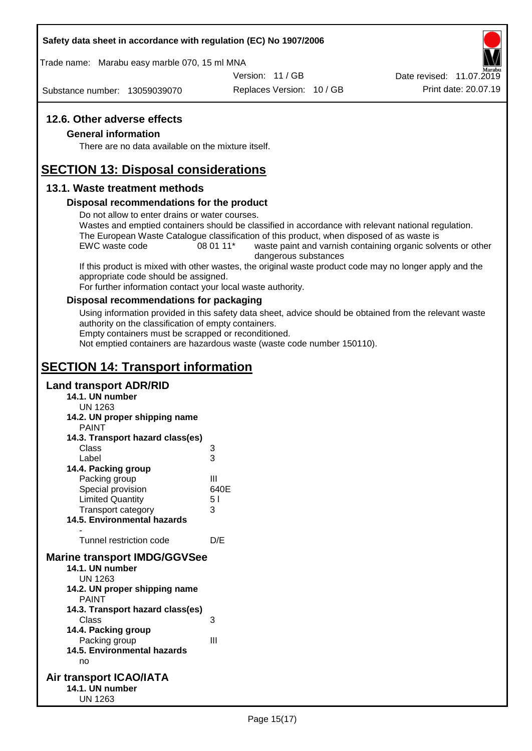## 12.6. Other adverse effects

### General information

There are no data available on the mixture itself.

# SECTION 13: Disposal considerations

## 13.1. Waste treatment methods

### Disposal recommendations for the product

Do not allow to enter drains or water courses.
Wastes and emptied containers should be classified in accordance with relevant national regulation.
The European Waste Catalogue classification of this product, when disposed of as waste is

| EWC waste code | 08 01 11* | waste paint and varnish containing organic solvents or other dangerous substances |
|---|---|---|

If this product is mixed with other wastes, the original waste product code may no longer apply and the appropriate code should be assigned.
For further information contact your local waste authority.

### Disposal recommendations for packaging

Using information provided in this safety data sheet, advice should be obtained from the relevant waste authority on the classification of empty containers.
Empty containers must be scrapped or reconditioned.
Not emptied containers are hazardous waste (waste code number 150110).

# SECTION 14: Transport information

### Land transport ADR/RID

**14.1. UN number**
UN 1263

**14.2. UN proper shipping name**
PAINT

**14.3. Transport hazard class(es)**

| | |
|---|---|
| Class | 3 |
| Label | 3 |

**14.4. Packing group**

| | |
|---|---|
| Packing group | III |
| Special provision | 640E |
| Limited Quantity | 5 l |
| Transport category | 3 |

**14.5. Environmental hazards**
-

| | |
|---|---|
| Tunnel restriction code | D/E |

### Marine transport IMDG/GGVSee

**14.1. UN number**
UN 1263

**14.2. UN proper shipping name**
PAINT

**14.3. Transport hazard class(es)**

| | |
|---|---|
| Class | 3 |

**14.4. Packing group**

| | |
|---|---|
| Packing group | III |

**14.5. Environmental hazards**
no

### Air transport ICAO/IATA

**14.1. UN number**
UN 1263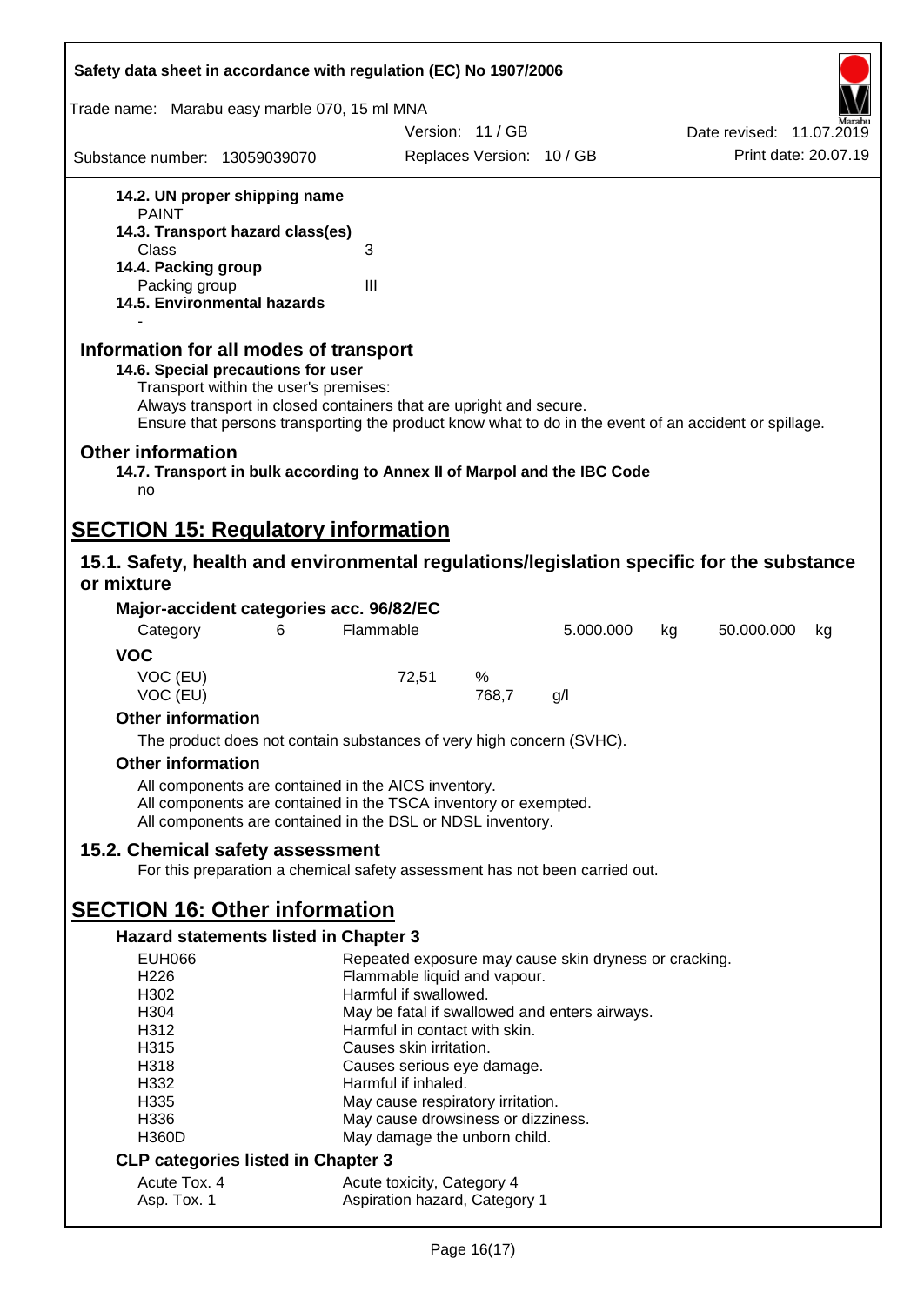**14.2. UN proper shipping name**
PAINT

**14.3. Transport hazard class(es)**

| | |
|---|---|
| Class | 3 |

**14.4. Packing group**

| | |
|---|---|
| Packing group | III |

**14.5. Environmental hazards**
-

## Information for all modes of transport

**14.6. Special precautions for user**
Transport within the user's premises:
Always transport in closed containers that are upright and secure.
Ensure that persons transporting the product know what to do in the event of an accident or spillage.

## Other information

**14.7. Transport in bulk according to Annex II of Marpol and the IBC Code**
no

# SECTION 15: Regulatory information

## 15.1. Safety, health and environmental regulations/legislation specific for the substance or mixture

**Major-accident categories acc. 96/82/EC**

| | | | | | | |
|---|---|---|---|---|---|---|
| Category | 6 | Flammable | 5.000.000 | kg | 50.000.000 | kg |

**VOC**

| | | |
|---|---|---|
| VOC (EU) | 72,51 | % |
| VOC (EU) | 768,7 | g/l |

**Other information**

The product does not contain substances of very high concern (SVHC).

**Other information**

All components are contained in the AICS inventory.
All components are contained in the TSCA inventory or exempted.
All components are contained in the DSL or NDSL inventory.

## 15.2. Chemical safety assessment

For this preparation a chemical safety assessment has not been carried out.

# SECTION 16: Other information

**Hazard statements listed in Chapter 3**

| | |
|---|---|
| EUH066 | Repeated exposure may cause skin dryness or cracking. |
| H226 | Flammable liquid and vapour. |
| H302 | Harmful if swallowed. |
| H304 | May be fatal if swallowed and enters airways. |
| H312 | Harmful in contact with skin. |
| H315 | Causes skin irritation. |
| H318 | Causes serious eye damage. |
| H332 | Harmful if inhaled. |
| H335 | May cause respiratory irritation. |
| H336 | May cause drowsiness or dizziness. |
| H360D | May damage the unborn child. |

**CLP categories listed in Chapter 3**

| | |
|---|---|
| Acute Tox. 4 | Acute toxicity, Category 4 |
| Asp. Tox. 1 | Aspiration hazard, Category 1 |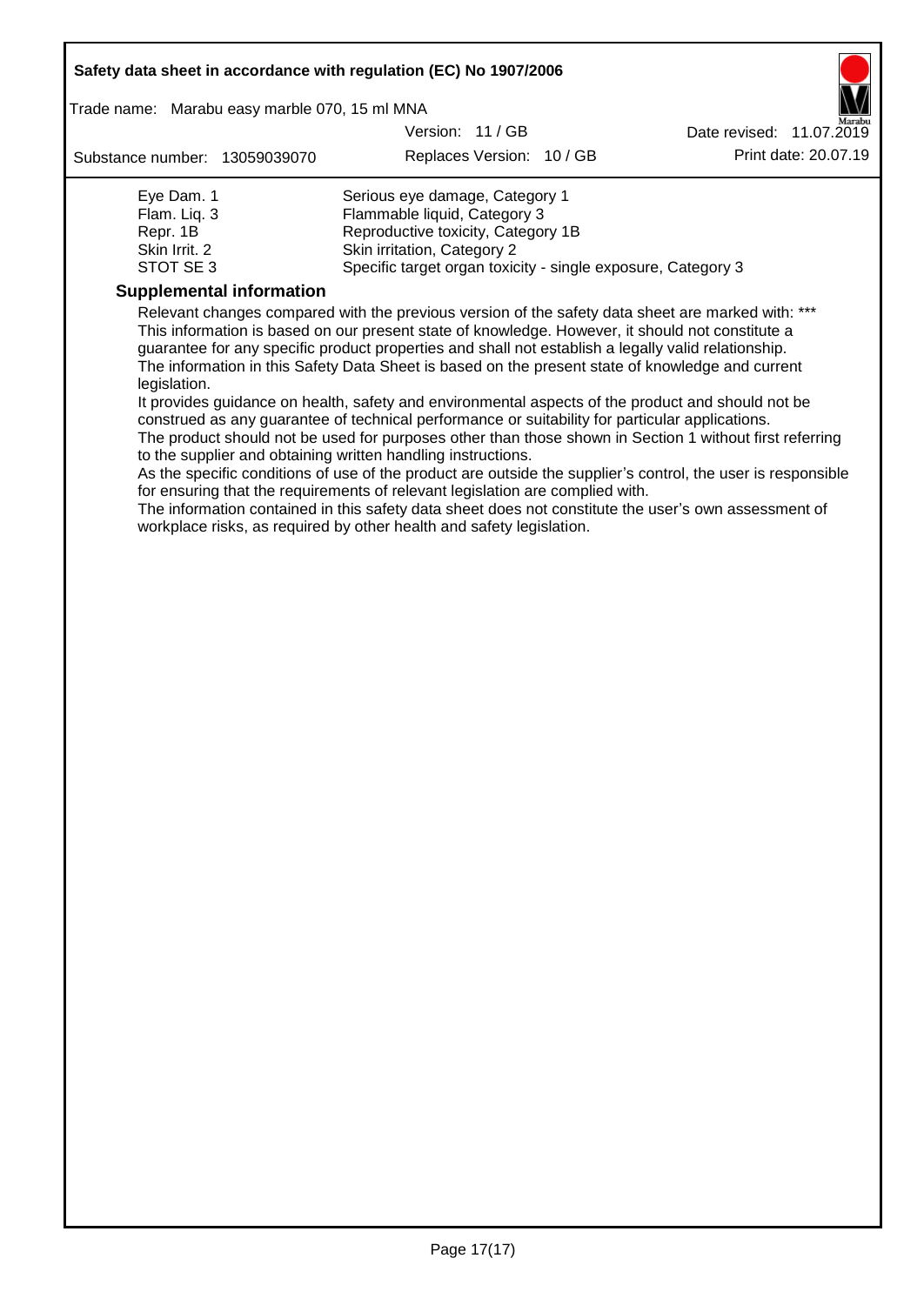| | |
|---|---|
| Eye Dam. 1 | Serious eye damage, Category 1 |
| Flam. Liq. 3 | Flammable liquid, Category 3 |
| Repr. 1B | Reproductive toxicity, Category 1B |
| Skin Irrit. 2 | Skin irritation, Category 2 |
| STOT SE 3 | Specific target organ toxicity - single exposure, Category 3 |

### Supplemental information

Relevant changes compared with the previous version of the safety data sheet are marked with: ***
This information is based on our present state of knowledge. However, it should not constitute a guarantee for any specific product properties and shall not establish a legally valid relationship.
The information in this Safety Data Sheet is based on the present state of knowledge and current legislation.
It provides guidance on health, safety and environmental aspects of the product and should not be construed as any guarantee of technical performance or suitability for particular applications.
The product should not be used for purposes other than those shown in Section 1 without first referring to the supplier and obtaining written handling instructions.
As the specific conditions of use of the product are outside the supplier's control, the user is responsible for ensuring that the requirements of relevant legislation are complied with.
The information contained in this safety data sheet does not constitute the user's own assessment of workplace risks, as required by other health and safety legislation.